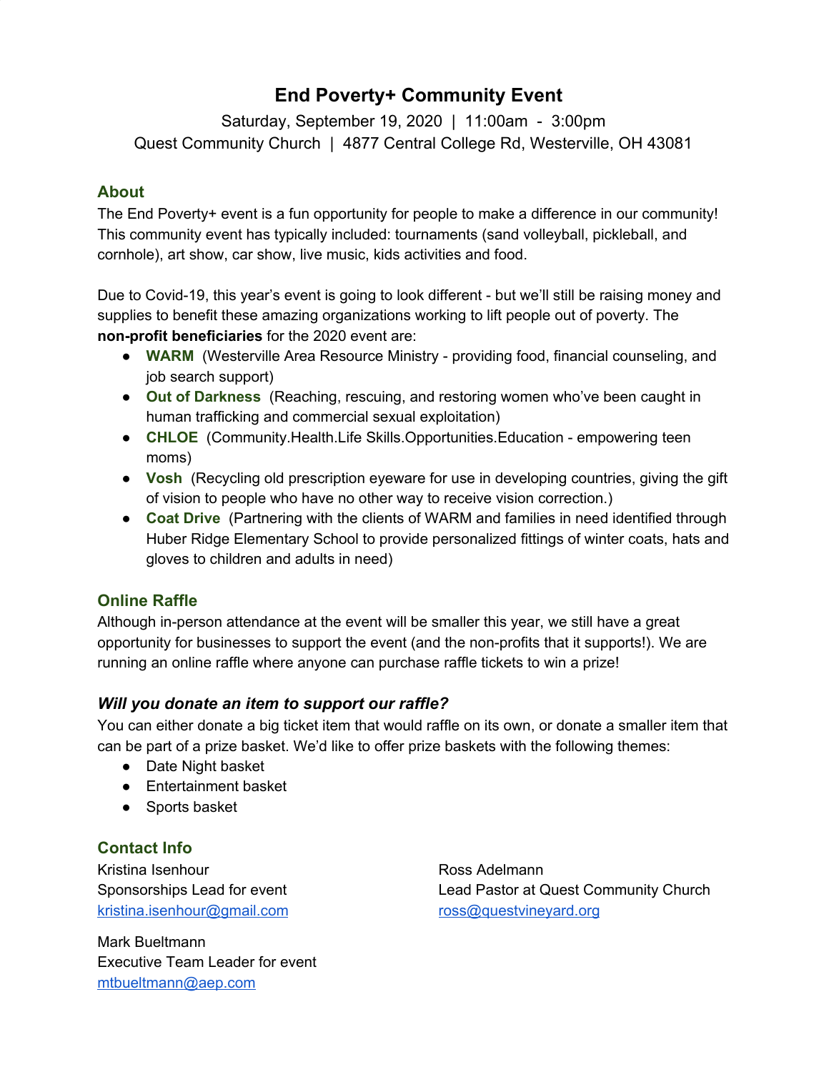# End Poverty+ Community Event

Saturday, September 19, 2020 | 11:00am - 3:00pm
Quest Community Church | 4877 Central College Rd, Westerville, OH 43081

## About

The End Poverty+ event is a fun opportunity for people to make a difference in our community! This community event has typically included: tournaments (sand volleyball, pickleball, and cornhole), art show, car show, live music, kids activities and food.

Due to Covid-19, this year's event is going to look different - but we'll still be raising money and supplies to benefit these amazing organizations working to lift people out of poverty. The **non-profit beneficiaries** for the 2020 event are:

- **WARM** (Westerville Area Resource Ministry - providing food, financial counseling, and job search support)
- **Out of Darkness** (Reaching, rescuing, and restoring women who've been caught in human trafficking and commercial sexual exploitation)
- **CHLOE** (Community.Health.Life Skills.Opportunities.Education - empowering teen moms)
- **Vosh** (Recycling old prescription eyeware for use in developing countries, giving the gift of vision to people who have no other way to receive vision correction.)
- **Coat Drive** (Partnering with the clients of WARM and families in need identified through Huber Ridge Elementary School to provide personalized fittings of winter coats, hats and gloves to children and adults in need)

## Online Raffle

Although in-person attendance at the event will be smaller this year, we still have a great opportunity for businesses to support the event (and the non-profits that it supports!). We are running an online raffle where anyone can purchase raffle tickets to win a prize!

### *Will you donate an item to support our raffle?*

You can either donate a big ticket item that would raffle on its own, or donate a smaller item that can be part of a prize basket. We'd like to offer prize baskets with the following themes:

- Date Night basket
- Entertainment basket
- Sports basket

## Contact Info

Kristina Isenhour
Sponsorships Lead for event
kristina.isenhour@gmail.com

Mark Bueltmann
Executive Team Leader for event
mtbueltmann@aep.com

Ross Adelmann
Lead Pastor at Quest Community Church
ross@questvineyard.org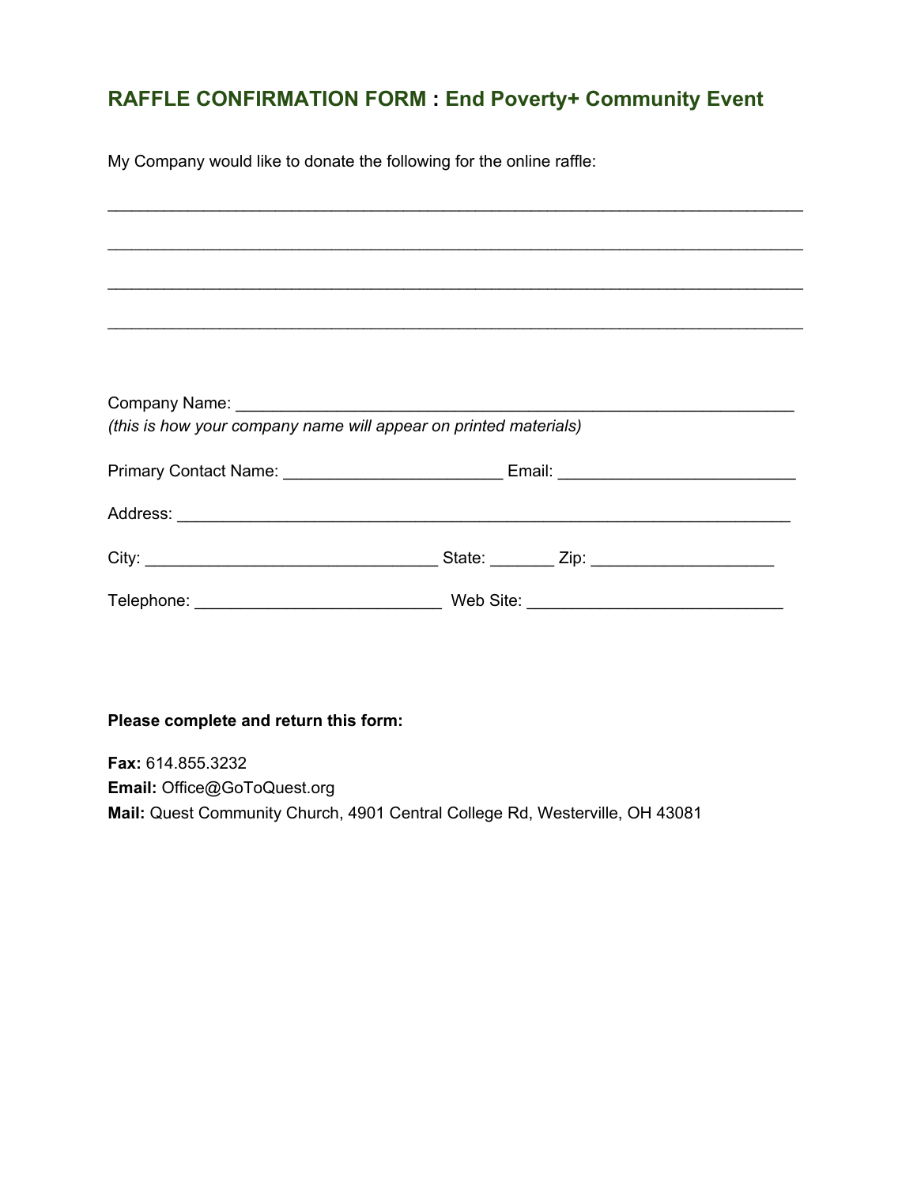## RAFFLE CONFIRMATION FORM : End Poverty+ Community Event

My Company would like to donate the following for the online raffle:

_______________________________________________________________________________

_______________________________________________________________________________

_______________________________________________________________________________

_______________________________________________________________________________

Company Name: _______________________________________________________________
*(this is how your company name will appear on printed materials)*

Primary Contact Name: ________________________ Email: __________________________

Address: ____________________________________________________________________

City: ________________________________ State: _______ Zip: ____________________

Telephone: ___________________________ Web Site: ____________________________

**Please complete and return this form:**

**Fax:** 614.855.3232
**Email:** Office@GoToQuest.org
**Mail:** Quest Community Church, 4901 Central College Rd, Westerville, OH 43081